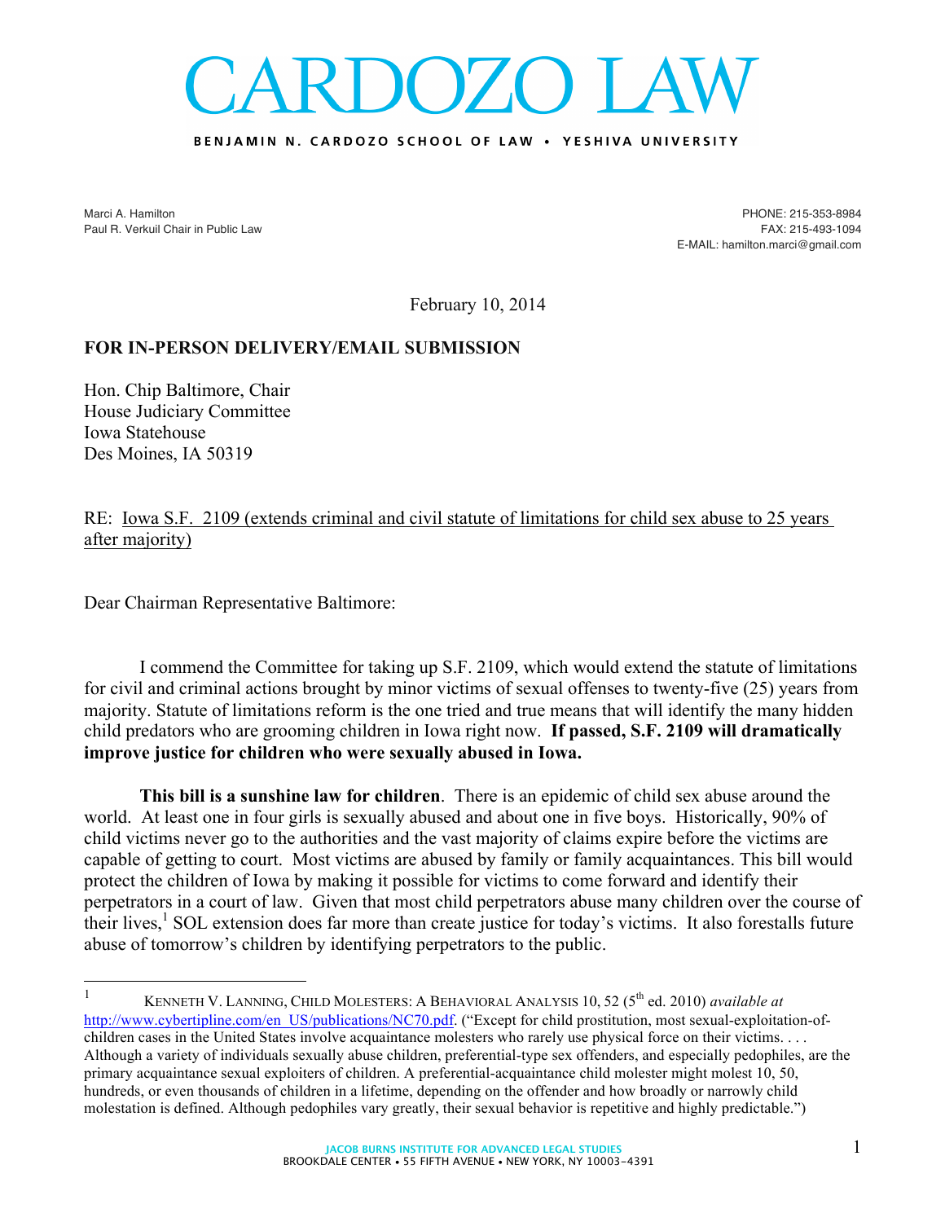# CARDOZO LAW

**BENJAMIN N. CARDOZO SCHOOL OF LAW • YESHIVA UNIVERSITY**

Marci A. Hamilton
Paul R. Verkuil Chair in Public Law

PHONE: 215-353-8984
FAX: 215-493-1094
E-MAIL: hamilton.marci@gmail.com

February 10, 2014

**FOR IN-PERSON DELIVERY/EMAIL SUBMISSION**

Hon. Chip Baltimore, Chair
House Judiciary Committee
Iowa Statehouse
Des Moines, IA 50319

RE: Iowa S.F. 2109 (extends criminal and civil statute of limitations for child sex abuse to 25 years after majority)

Dear Chairman Representative Baltimore:

I commend the Committee for taking up S.F. 2109, which would extend the statute of limitations for civil and criminal actions brought by minor victims of sexual offenses to twenty-five (25) years from majority. Statute of limitations reform is the one tried and true means that will identify the many hidden child predators who are grooming children in Iowa right now. **If passed, S.F. 2109 will dramatically improve justice for children who were sexually abused in Iowa.**

**This bill is a sunshine law for children**. There is an epidemic of child sex abuse around the world. At least one in four girls is sexually abused and about one in five boys. Historically, 90% of child victims never go to the authorities and the vast majority of claims expire before the victims are capable of getting to court. Most victims are abused by family or family acquaintances. This bill would protect the children of Iowa by making it possible for victims to come forward and identify their perpetrators in a court of law. Given that most child perpetrators abuse many children over the course of their lives,[1] SOL extension does far more than create justice for today's victims. It also forestalls future abuse of tomorrow's children by identifying perpetrators to the public.

---

[1] KENNETH V. LANNING, CHILD MOLESTERS: A BEHAVIORAL ANALYSIS 10, 52 (5th ed. 2010) *available at* http://www.cybertipline.com/en_US/publications/NC70.pdf. ("Except for child prostitution, most sexual-exploitation-of-children cases in the United States involve acquaintance molesters who rarely use physical force on their victims. . . . Although a variety of individuals sexually abuse children, preferential-type sex offenders, and especially pedophiles, are the primary acquaintance sexual exploiters of children. A preferential-acquaintance child molester might molest 10, 50, hundreds, or even thousands of children in a lifetime, depending on the offender and how broadly or narrowly child molestation is defined. Although pedophiles vary greatly, their sexual behavior is repetitive and highly predictable.")

JACOB BURNS INSTITUTE FOR ADVANCED LEGAL STUDIES
BROOKDALE CENTER • 55 FIFTH AVENUE • NEW YORK, NY 10003-4391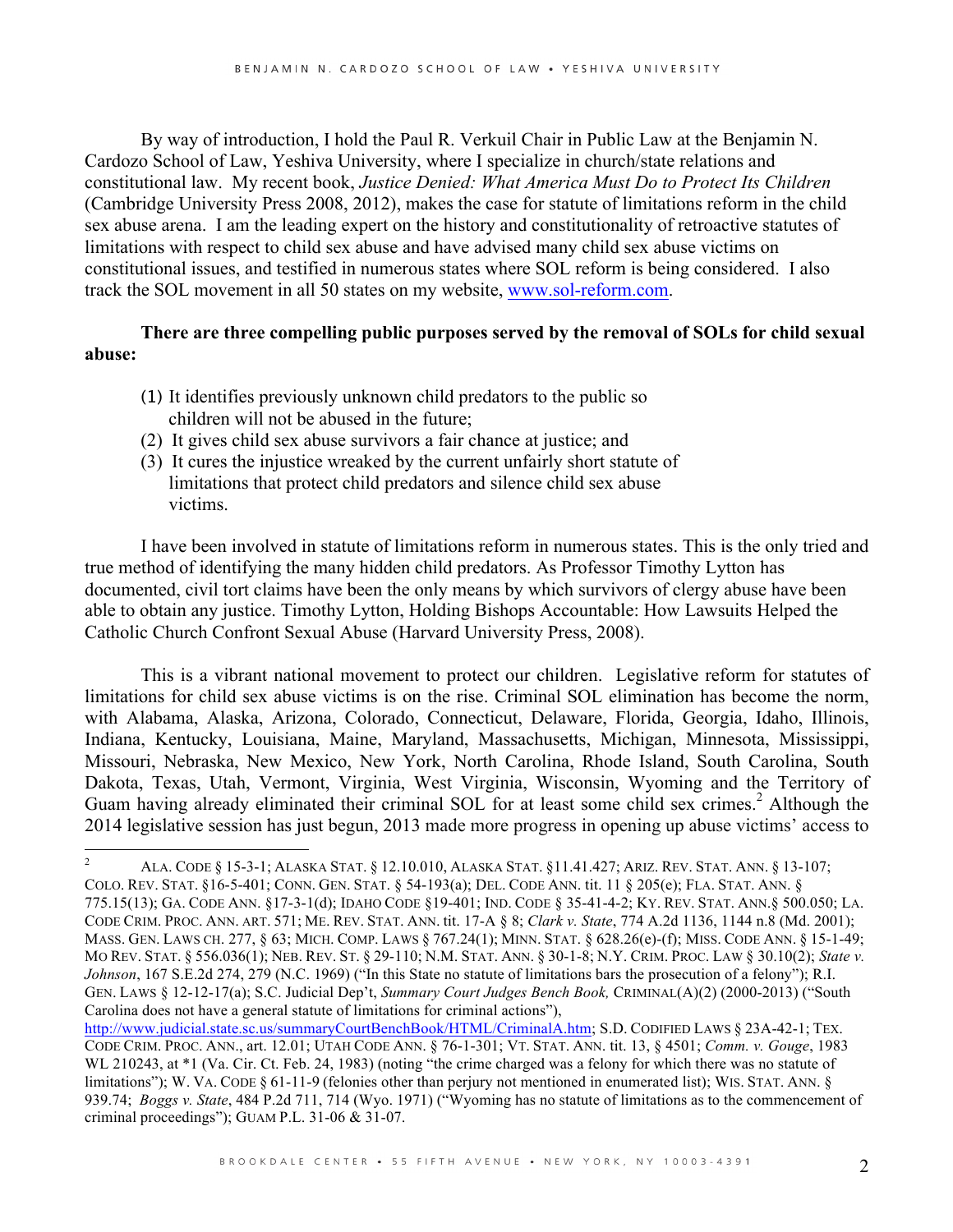By way of introduction, I hold the Paul R. Verkuil Chair in Public Law at the Benjamin N. Cardozo School of Law, Yeshiva University, where I specialize in church/state relations and constitutional law. My recent book, *Justice Denied: What America Must Do to Protect Its Children* (Cambridge University Press 2008, 2012), makes the case for statute of limitations reform in the child sex abuse arena. I am the leading expert on the history and constitutionality of retroactive statutes of limitations with respect to child sex abuse and have advised many child sex abuse victims on constitutional issues, and testified in numerous states where SOL reform is being considered. I also track the SOL movement in all 50 states on my website, www.sol-reform.com.

**There are three compelling public purposes served by the removal of SOLs for child sexual abuse:**

1. It identifies previously unknown child predators to the public so children will not be abused in the future;
2. It gives child sex abuse survivors a fair chance at justice; and
3. It cures the injustice wreaked by the current unfairly short statute of limitations that protect child predators and silence child sex abuse victims.

I have been involved in statute of limitations reform in numerous states. This is the only tried and true method of identifying the many hidden child predators. As Professor Timothy Lytton has documented, civil tort claims have been the only means by which survivors of clergy abuse have been able to obtain any justice. Timothy Lytton, Holding Bishops Accountable: How Lawsuits Helped the Catholic Church Confront Sexual Abuse (Harvard University Press, 2008).

This is a vibrant national movement to protect our children. Legislative reform for statutes of limitations for child sex abuse victims is on the rise. Criminal SOL elimination has become the norm, with Alabama, Alaska, Arizona, Colorado, Connecticut, Delaware, Florida, Georgia, Idaho, Illinois, Indiana, Kentucky, Louisiana, Maine, Maryland, Massachusetts, Michigan, Minnesota, Mississippi, Missouri, Nebraska, New Mexico, New York, North Carolina, Rhode Island, South Carolina, South Dakota, Texas, Utah, Vermont, Virginia, West Virginia, Wisconsin, Wyoming and the Territory of Guam having already eliminated their criminal SOL for at least some child sex crimes.[2] Although the 2014 legislative session has just begun, 2013 made more progress in opening up abuse victims' access to

---

[2] ALA. CODE § 15-3-1; ALASKA STAT. § 12.10.010, ALASKA STAT. §11.41.427; ARIZ. REV. STAT. ANN. § 13-107; COLO. REV. STAT. §16-5-401; CONN. GEN. STAT. § 54-193(a); DEL. CODE ANN. tit. 11 § 205(e); FLA. STAT. ANN. § 775.15(13); GA. CODE ANN. §17-3-1(d); IDAHO CODE §19-401; IND. CODE § 35-41-4-2; KY. REV. STAT. ANN.§ 500.050; LA. CODE CRIM. PROC. ANN. ART. 571; ME. REV. STAT. ANN. tit. 17-A § 8; *Clark v. State*, 774 A.2d 1136, 1144 n.8 (Md. 2001); MASS. GEN. LAWS CH. 277, § 63; MICH. COMP. LAWS § 767.24(1); MINN. STAT. § 628.26(e)-(f); MISS. CODE ANN. § 15-1-49; MO REV. STAT. § 556.036(1); NEB. REV. ST. § 29-110; N.M. STAT. ANN. § 30-1-8; N.Y. CRIM. PROC. LAW § 30.10(2); *State v. Johnson*, 167 S.E.2d 274, 279 (N.C. 1969) ("In this State no statute of limitations bars the prosecution of a felony"); R.I. GEN. LAWS § 12-12-17(a); S.C. Judicial Dep't, *Summary Court Judges Bench Book,* CRIMINAL(A)(2) (2000-2013) ("South Carolina does not have a general statute of limitations for criminal actions"), http://www.judicial.state.sc.us/summaryCourtBenchBook/HTML/CriminalA.htm; S.D. CODIFIED LAWS § 23A-42-1; TEX. CODE CRIM. PROC. ANN., art. 12.01; UTAH CODE ANN. § 76-1-301; VT. STAT. ANN. tit. 13, § 4501; *Comm. v. Gouge*, 1983 WL 210243, at *1 (Va. Cir. Ct. Feb. 24, 1983) (noting "the crime charged was a felony for which there was no statute of limitations"); W. VA. CODE § 61-11-9 (felonies other than perjury not mentioned in enumerated list); WIS. STAT. ANN. § 939.74; *Boggs v. State*, 484 P.2d 711, 714 (Wyo. 1971) ("Wyoming has no statute of limitations as to the commencement of criminal proceedings"); GUAM P.L. 31-06 & 31-07.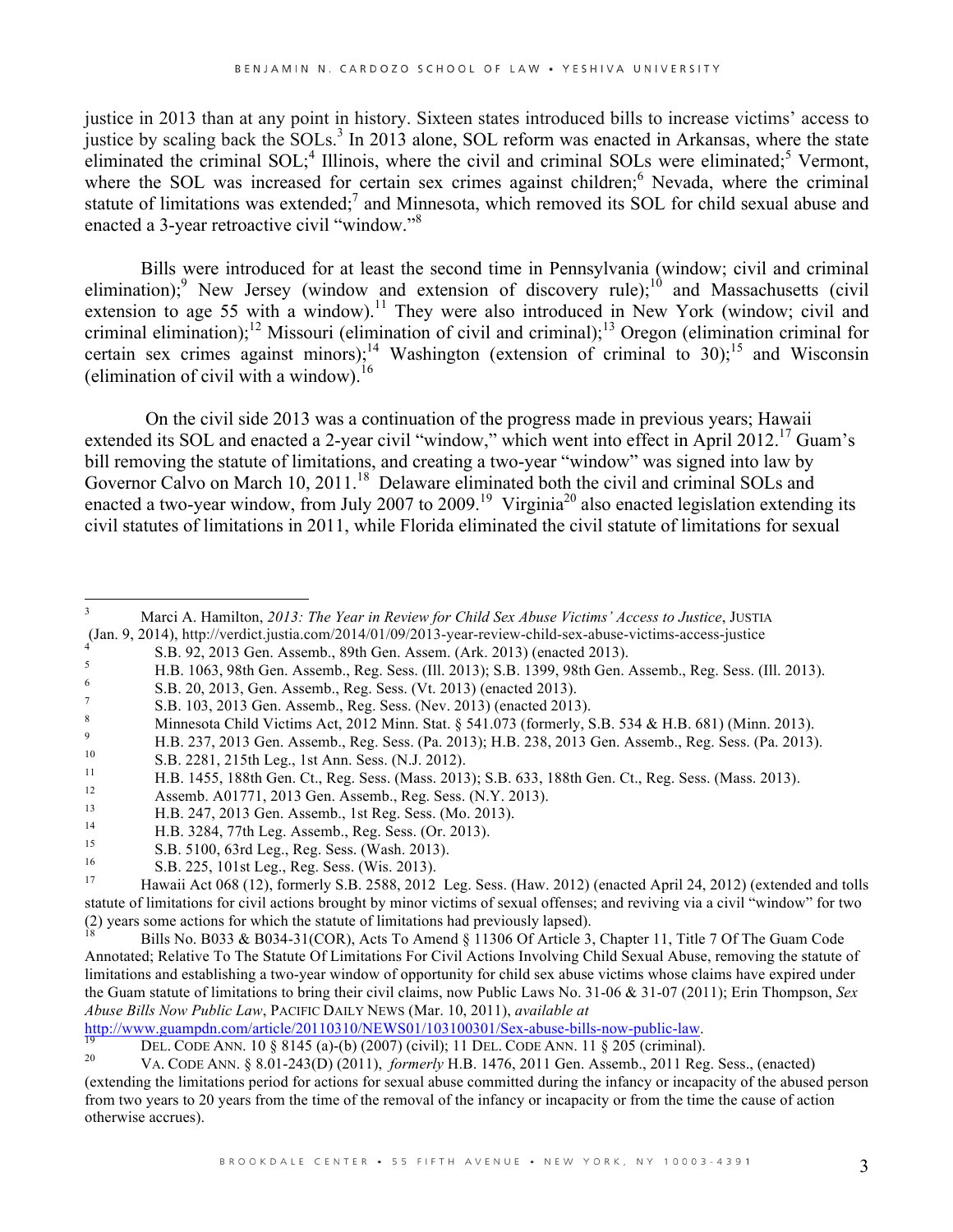justice in 2013 than at any point in history. Sixteen states introduced bills to increase victims' access to justice by scaling back the SOLs.[3] In 2013 alone, SOL reform was enacted in Arkansas, where the state eliminated the criminal SOL;[4] Illinois, where the civil and criminal SOLs were eliminated;[5] Vermont, where the SOL was increased for certain sex crimes against children;[6] Nevada, where the criminal statute of limitations was extended;[7] and Minnesota, which removed its SOL for child sexual abuse and enacted a 3-year retroactive civil "window."[8]

Bills were introduced for at least the second time in Pennsylvania (window; civil and criminal elimination);[9] New Jersey (window and extension of discovery rule);[10] and Massachusetts (civil extension to age 55 with a window).[11] They were also introduced in New York (window; civil and criminal elimination);[12] Missouri (elimination of civil and criminal);[13] Oregon (elimination criminal for certain sex crimes against minors);[14] Washington (extension of criminal to 30);[15] and Wisconsin (elimination of civil with a window).[16]

On the civil side 2013 was a continuation of the progress made in previous years; Hawaii extended its SOL and enacted a 2-year civil "window," which went into effect in April 2012.[17] Guam's bill removing the statute of limitations, and creating a two-year "window" was signed into law by Governor Calvo on March 10, 2011.[18] Delaware eliminated both the civil and criminal SOLs and enacted a two-year window, from July 2007 to 2009.[19] Virginia[20] also enacted legislation extending its civil statutes of limitations in 2011, while Florida eliminated the civil statute of limitations for sexual

---

[3] Marci A. Hamilton, *2013: The Year in Review for Child Sex Abuse Victims' Access to Justice*, JUSTIA (Jan. 9, 2014), http://verdict.justia.com/2014/01/09/2013-year-review-child-sex-abuse-victims-access-justice

[4] S.B. 92, 2013 Gen. Assemb., 89th Gen. Assem. (Ark. 2013) (enacted 2013).

[5] H.B. 1063, 98th Gen. Assemb., Reg. Sess. (Ill. 2013); S.B. 1399, 98th Gen. Assemb., Reg. Sess. (Ill. 2013).

[6] S.B. 20, 2013, Gen. Assemb., Reg. Sess. (Vt. 2013) (enacted 2013).

[7] S.B. 103, 2013 Gen. Assemb., Reg. Sess. (Nev. 2013) (enacted 2013).

[8] Minnesota Child Victims Act, 2012 Minn. Stat. § 541.073 (formerly, S.B. 534 & H.B. 681) (Minn. 2013).

[9] H.B. 237, 2013 Gen. Assemb., Reg. Sess. (Pa. 2013); H.B. 238, 2013 Gen. Assemb., Reg. Sess. (Pa. 2013).

[10] S.B. 2281, 215th Leg., 1st Ann. Sess. (N.J. 2012).

[11] H.B. 1455, 188th Gen. Ct., Reg. Sess. (Mass. 2013); S.B. 633, 188th Gen. Ct., Reg. Sess. (Mass. 2013).

[12] Assemb. A01771, 2013 Gen. Assemb., Reg. Sess. (N.Y. 2013).

[13] H.B. 247, 2013 Gen. Assemb., 1st Reg. Sess. (Mo. 2013).

[14] H.B. 3284, 77th Leg. Assemb., Reg. Sess. (Or. 2013).

[15] S.B. 5100, 63rd Leg., Reg. Sess. (Wash. 2013).

[16] S.B. 225, 101st Leg., Reg. Sess. (Wis. 2013).

[17] Hawaii Act 068 (12), formerly S.B. 2588, 2012 Leg. Sess. (Haw. 2012) (enacted April 24, 2012) (extended and tolls statute of limitations for civil actions brought by minor victims of sexual offenses; and reviving via a civil "window" for two (2) years some actions for which the statute of limitations had previously lapsed).

[18] Bills No. B033 & B034-31(COR), Acts To Amend § 11306 Of Article 3, Chapter 11, Title 7 Of The Guam Code Annotated; Relative To The Statute Of Limitations For Civil Actions Involving Child Sexual Abuse, removing the statute of limitations and establishing a two-year window of opportunity for child sex abuse victims whose claims have expired under the Guam statute of limitations to bring their civil claims, now Public Laws No. 31-06 & 31-07 (2011); Erin Thompson, *Sex Abuse Bills Now Public Law*, PACIFIC DAILY NEWS (Mar. 10, 2011), *available at* http://www.guampdn.com/article/20110310/NEWS01/103100301/Sex-abuse-bills-now-public-law.

[19] DEL. CODE ANN. 10 § 8145 (a)-(b) (2007) (civil); 11 DEL. CODE ANN. 11 § 205 (criminal).

[20] VA. CODE ANN. § 8.01-243(D) (2011), *formerly* H.B. 1476, 2011 Gen. Assemb., 2011 Reg. Sess., (enacted) (extending the limitations period for actions for sexual abuse committed during the infancy or incapacity of the abused person from two years to 20 years from the time of the removal of the infancy or incapacity or from the time the cause of action otherwise accrues).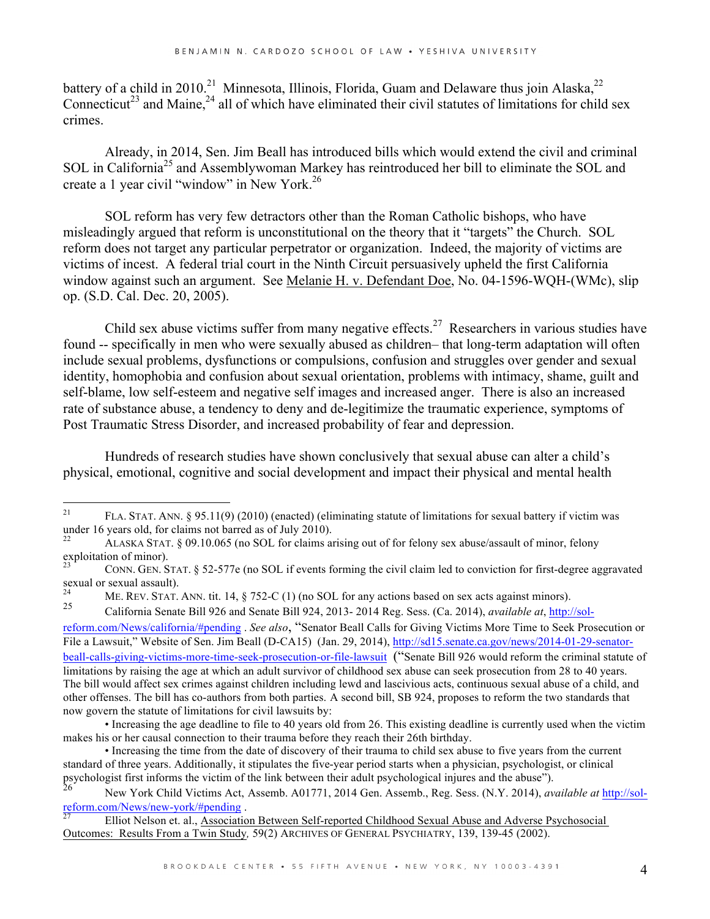battery of a child in 2010.[21] Minnesota, Illinois, Florida, Guam and Delaware thus join Alaska,[22] Connecticut[23] and Maine,[24] all of which have eliminated their civil statutes of limitations for child sex crimes.

Already, in 2014, Sen. Jim Beall has introduced bills which would extend the civil and criminal SOL in California[25] and Assemblywoman Markey has reintroduced her bill to eliminate the SOL and create a 1 year civil "window" in New York.[26]

SOL reform has very few detractors other than the Roman Catholic bishops, who have misleadingly argued that reform is unconstitutional on the theory that it "targets" the Church. SOL reform does not target any particular perpetrator or organization. Indeed, the majority of victims are victims of incest. A federal trial court in the Ninth Circuit persuasively upheld the first California window against such an argument. See Melanie H. v. Defendant Doe, No. 04-1596-WQH-(WMc), slip op. (S.D. Cal. Dec. 20, 2005).

Child sex abuse victims suffer from many negative effects.[27] Researchers in various studies have found -- specifically in men who were sexually abused as children– that long-term adaptation will often include sexual problems, dysfunctions or compulsions, confusion and struggles over gender and sexual identity, homophobia and confusion about sexual orientation, problems with intimacy, shame, guilt and self-blame, low self-esteem and negative self images and increased anger. There is also an increased rate of substance abuse, a tendency to deny and de-legitimize the traumatic experience, symptoms of Post Traumatic Stress Disorder, and increased probability of fear and depression.

Hundreds of research studies have shown conclusively that sexual abuse can alter a child's physical, emotional, cognitive and social development and impact their physical and mental health

---

[21] FLA. STAT. ANN. § 95.11(9) (2010) (enacted) (eliminating statute of limitations for sexual battery if victim was under 16 years old, for claims not barred as of July 2010).

[22] ALASKA STAT. § 09.10.065 (no SOL for claims arising out of for felony sex abuse/assault of minor, felony exploitation of minor).

[23] CONN. GEN. STAT. § 52-577e (no SOL if events forming the civil claim led to conviction for first-degree aggravated sexual or sexual assault).

[24] ME. REV. STAT. ANN. tit. 14, § 752-C (1) (no SOL for any actions based on sex acts against minors).

[25] California Senate Bill 926 and Senate Bill 924, 2013- 2014 Reg. Sess. (Ca. 2014), *available at*, http://sol-reform.com/News/california/#pending . *See also*, "Senator Beall Calls for Giving Victims More Time to Seek Prosecution or File a Lawsuit," Website of Sen. Jim Beall (D-CA15) (Jan. 29, 2014), http://sd15.senate.ca.gov/news/2014-01-29-senator-beall-calls-giving-victims-more-time-seek-prosecution-or-file-lawsuit ("Senate Bill 926 would reform the criminal statute of limitations by raising the age at which an adult survivor of childhood sex abuse can seek prosecution from 28 to 40 years. The bill would affect sex crimes against children including lewd and lascivious acts, continuous sexual abuse of a child, and other offenses. The bill has co-authors from both parties. A second bill, SB 924, proposes to reform the two standards that now govern the statute of limitations for civil lawsuits by:

• Increasing the age deadline to file to 40 years old from 26. This existing deadline is currently used when the victim makes his or her causal connection to their trauma before they reach their 26th birthday.

• Increasing the time from the date of discovery of their trauma to child sex abuse to five years from the current standard of three years. Additionally, it stipulates the five-year period starts when a physician, psychologist, or clinical psychologist first informs the victim of the link between their adult psychological injures and the abuse").

[26] New York Child Victims Act, Assemb. A01771, 2014 Gen. Assemb., Reg. Sess. (N.Y. 2014), *available at* http://sol-reform.com/News/new-york/#pending .

[27] Elliot Nelson et. al., Association Between Self-reported Childhood Sexual Abuse and Adverse Psychosocial Outcomes: Results From a Twin Study*,* 59(2) ARCHIVES OF GENERAL PSYCHIATRY, 139, 139-45 (2002).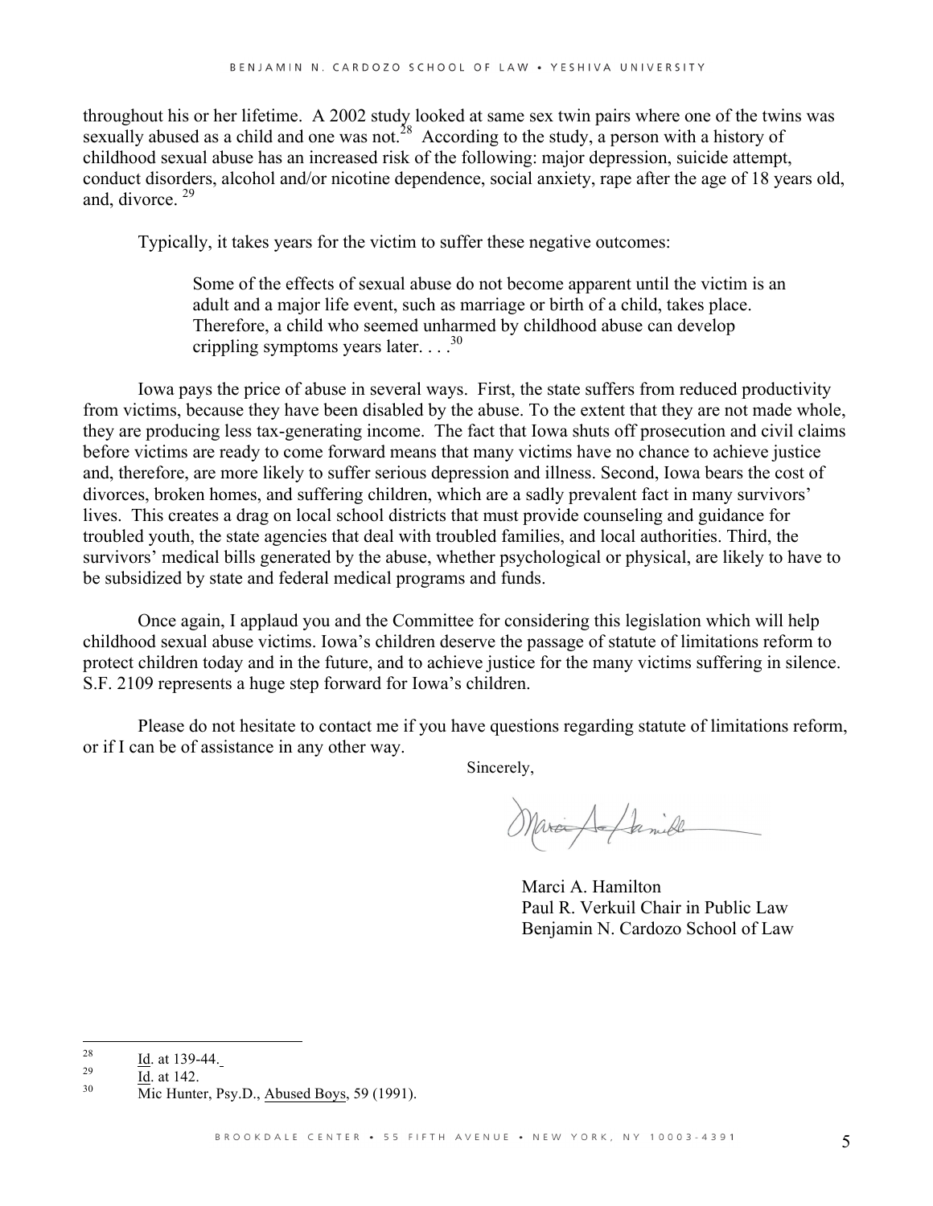throughout his or her lifetime. A 2002 study looked at same sex twin pairs where one of the twins was sexually abused as a child and one was not.[28] According to the study, a person with a history of childhood sexual abuse has an increased risk of the following: major depression, suicide attempt, conduct disorders, alcohol and/or nicotine dependence, social anxiety, rape after the age of 18 years old, and, divorce.[29]

Typically, it takes years for the victim to suffer these negative outcomes:

> Some of the effects of sexual abuse do not become apparent until the victim is an adult and a major life event, such as marriage or birth of a child, takes place. Therefore, a child who seemed unharmed by childhood abuse can develop crippling symptoms years later. . . .[30]

Iowa pays the price of abuse in several ways. First, the state suffers from reduced productivity from victims, because they have been disabled by the abuse. To the extent that they are not made whole, they are producing less tax-generating income. The fact that Iowa shuts off prosecution and civil claims before victims are ready to come forward means that many victims have no chance to achieve justice and, therefore, are more likely to suffer serious depression and illness. Second, Iowa bears the cost of divorces, broken homes, and suffering children, which are a sadly prevalent fact in many survivors' lives. This creates a drag on local school districts that must provide counseling and guidance for troubled youth, the state agencies that deal with troubled families, and local authorities. Third, the survivors' medical bills generated by the abuse, whether psychological or physical, are likely to have to be subsidized by state and federal medical programs and funds.

Once again, I applaud you and the Committee for considering this legislation which will help childhood sexual abuse victims. Iowa's children deserve the passage of statute of limitations reform to protect children today and in the future, and to achieve justice for the many victims suffering in silence. S.F. 2109 represents a huge step forward for Iowa's children.

Please do not hesitate to contact me if you have questions regarding statute of limitations reform, or if I can be of assistance in any other way.

Sincerely,

Marci A. Hamilton
Paul R. Verkuil Chair in Public Law
Benjamin N. Cardozo School of Law

---

[28] Id. at 139-44.

[29] Id. at 142.

[30] Mic Hunter, Psy.D., Abused Boys, 59 (1991).